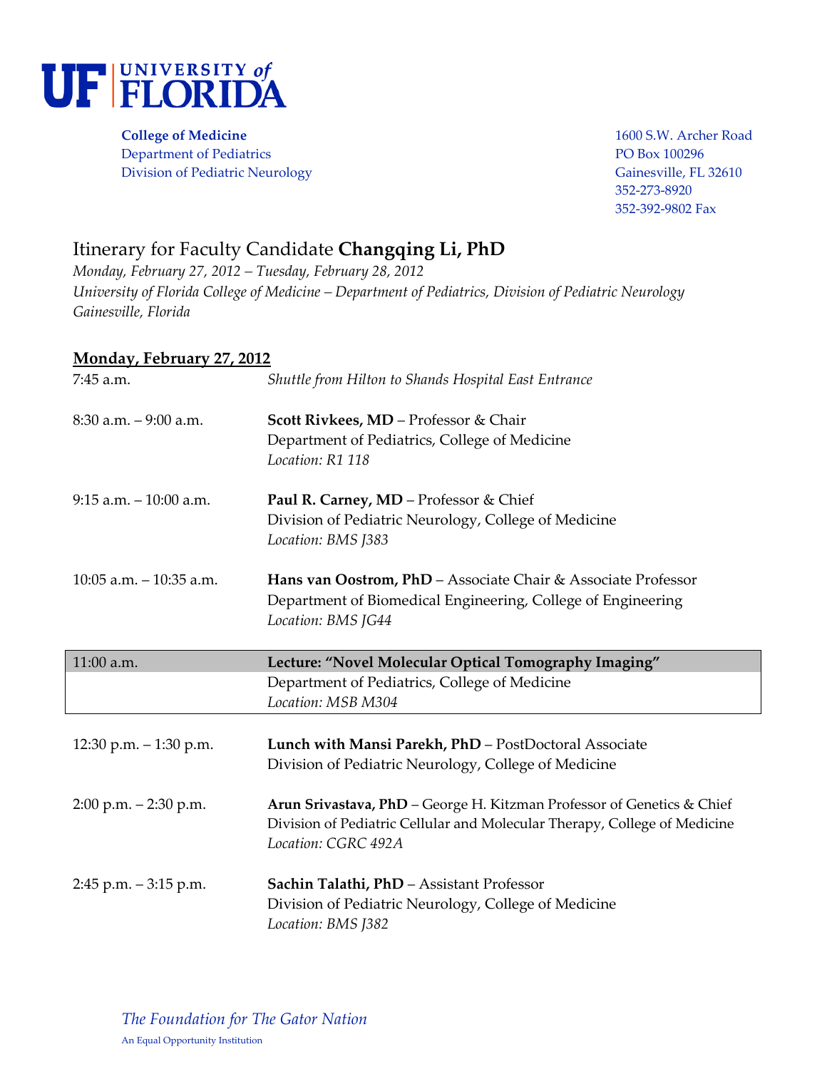# UF UNIVERSITY of FLORIDA

**College of Medicine**
Department of Pediatrics
Division of Pediatric Neurology

1600 S.W. Archer Road
PO Box 100296
Gainesville, FL 32610
352-273-8920
352-392-9802 Fax

## Itinerary for Faculty Candidate **Changqing Li, PhD**

*Monday, February 27, 2012 – Tuesday, February 28, 2012*
*University of Florida College of Medicine – Department of Pediatrics, Division of Pediatric Neurology*
*Gainesville, Florida*

### Monday, February 27, 2012

| | |
|---|---|
| 7:45 a.m. | *Shuttle from Hilton to Shands Hospital East Entrance* |
| 8:30 a.m. – 9:00 a.m. | **Scott Rivkees, MD** – Professor & Chair<br>Department of Pediatrics, College of Medicine<br>*Location: R1 118* |
| 9:15 a.m. – 10:00 a.m. | **Paul R. Carney, MD** – Professor & Chief<br>Division of Pediatric Neurology, College of Medicine<br>*Location: BMS J383* |
| 10:05 a.m. – 10:35 a.m. | **Hans van Oostrom, PhD** – Associate Chair & Associate Professor<br>Department of Biomedical Engineering, College of Engineering<br>*Location: BMS JG44* |
| 11:00 a.m. | **Lecture: "Novel Molecular Optical Tomography Imaging"**<br>Department of Pediatrics, College of Medicine<br>*Location: MSB M304* |
| 12:30 p.m. – 1:30 p.m. | **Lunch with Mansi Parekh, PhD** – PostDoctoral Associate<br>Division of Pediatric Neurology, College of Medicine |
| 2:00 p.m. – 2:30 p.m. | **Arun Srivastava, PhD** – George H. Kitzman Professor of Genetics & Chief<br>Division of Pediatric Cellular and Molecular Therapy, College of Medicine<br>*Location: CGRC 492A* |
| 2:45 p.m. – 3:15 p.m. | **Sachin Talathi, PhD** – Assistant Professor<br>Division of Pediatric Neurology, College of Medicine<br>*Location: BMS J382* |

*The Foundation for The Gator Nation*
An Equal Opportunity Institution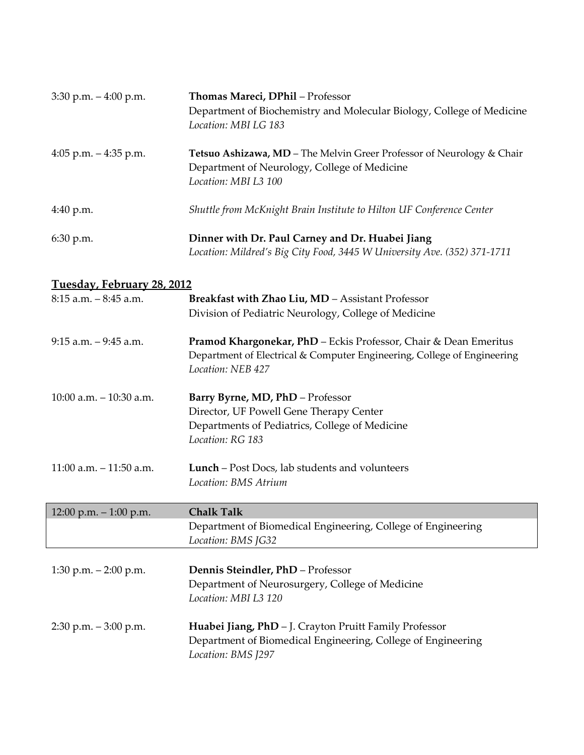3:30 p.m. – 4:00 p.m. **Thomas Mareci, DPhil** – Professor
Department of Biochemistry and Molecular Biology, College of Medicine
*Location: MBI LG 183*

4:05 p.m. – 4:35 p.m. **Tetsuo Ashizawa, MD** – The Melvin Greer Professor of Neurology & Chair
Department of Neurology, College of Medicine
*Location: MBI L3 100*

4:40 p.m. *Shuttle from McKnight Brain Institute to Hilton UF Conference Center*

6:30 p.m. **Dinner with Dr. Paul Carney and Dr. Huabei Jiang**
*Location: Mildred's Big City Food, 3445 W University Ave. (352) 371-1711*

## Tuesday, February 28, 2012

8:15 a.m. – 8:45 a.m. **Breakfast with Zhao Liu, MD** – Assistant Professor
Division of Pediatric Neurology, College of Medicine

9:15 a.m. – 9:45 a.m. **Pramod Khargonekar, PhD** – Eckis Professor, Chair & Dean Emeritus
Department of Electrical & Computer Engineering, College of Engineering
*Location: NEB 427*

10:00 a.m. – 10:30 a.m. **Barry Byrne, MD, PhD** – Professor
Director, UF Powell Gene Therapy Center
Departments of Pediatrics, College of Medicine
*Location: RG 183*

11:00 a.m. – 11:50 a.m. **Lunch** – Post Docs, lab students and volunteers
*Location: BMS Atrium*

12:00 p.m. – 1:00 p.m. **Chalk Talk**
Department of Biomedical Engineering, College of Engineering
*Location: BMS JG32*

1:30 p.m. – 2:00 p.m. **Dennis Steindler, PhD** – Professor
Department of Neurosurgery, College of Medicine
*Location: MBI L3 120*

2:30 p.m. – 3:00 p.m. **Huabei Jiang, PhD** – J. Crayton Pruitt Family Professor
Department of Biomedical Engineering, College of Engineering
*Location: BMS J297*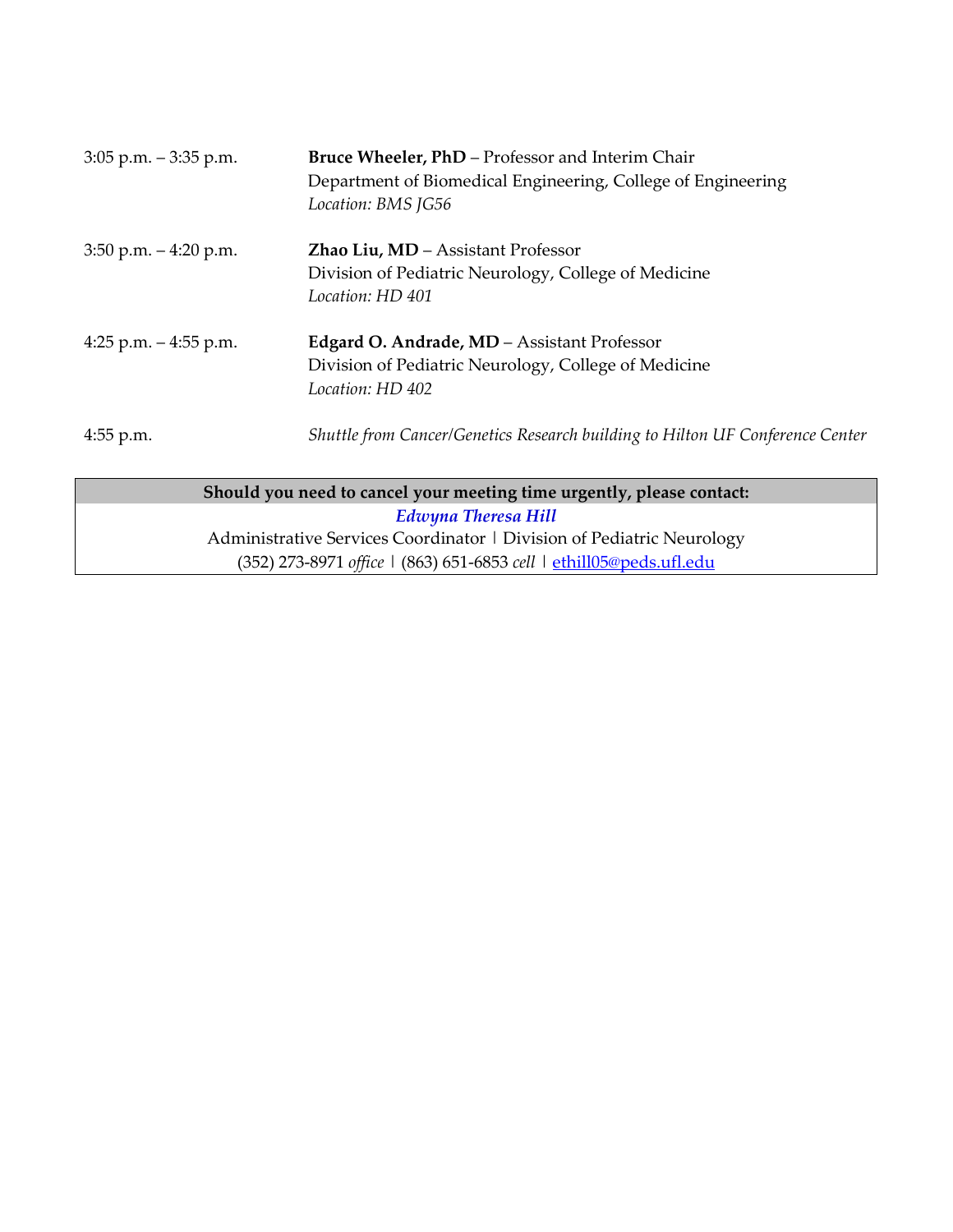| | |
|---|---|
| 3:05 p.m. – 3:35 p.m. | **Bruce Wheeler, PhD** – Professor and Interim Chair<br>Department of Biomedical Engineering, College of Engineering<br>*Location: BMS JG56* |
| 3:50 p.m. – 4:20 p.m. | **Zhao Liu, MD** – Assistant Professor<br>Division of Pediatric Neurology, College of Medicine<br>*Location: HD 401* |
| 4:25 p.m. – 4:55 p.m. | **Edgard O. Andrade, MD** – Assistant Professor<br>Division of Pediatric Neurology, College of Medicine<br>*Location: HD 402* |
| 4:55 p.m. | *Shuttle from Cancer/Genetics Research building to Hilton UF Conference Center* |

| **Should you need to cancel your meeting time urgently, please contact:** |
|---|
| ***Edwyna Theresa Hill***<br>Administrative Services Coordinator \| Division of Pediatric Neurology<br>(352) 273-8971 *office* \| (863) 651-6853 *cell* \| ethill05@peds.ufl.edu |